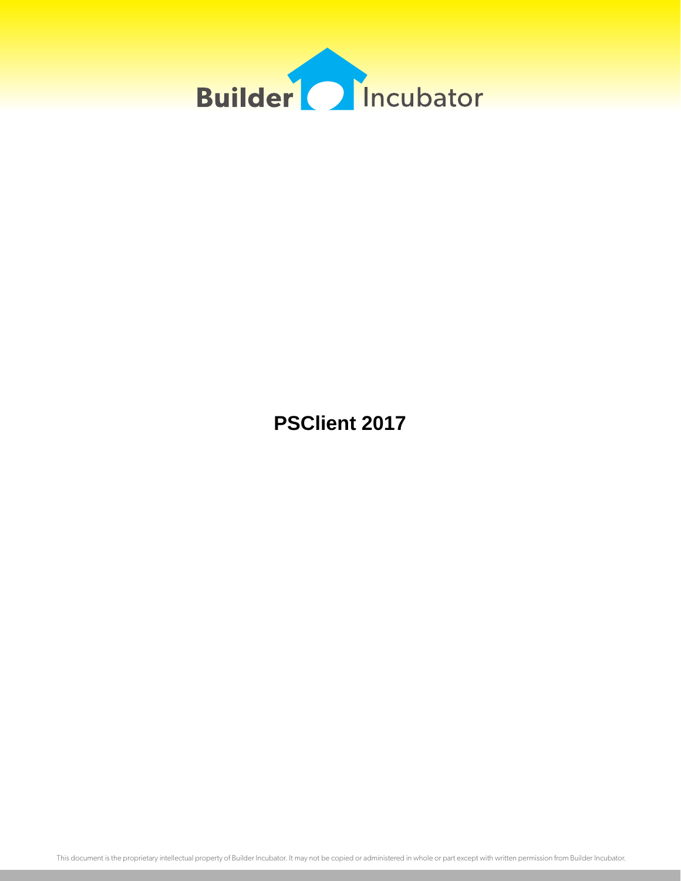Builder Incubator

# PSClient 2017

This document is the proprietary intellectual property of Builder Incubator. It may not be copied or administered in whole or part except with written permission from Builder Incubator.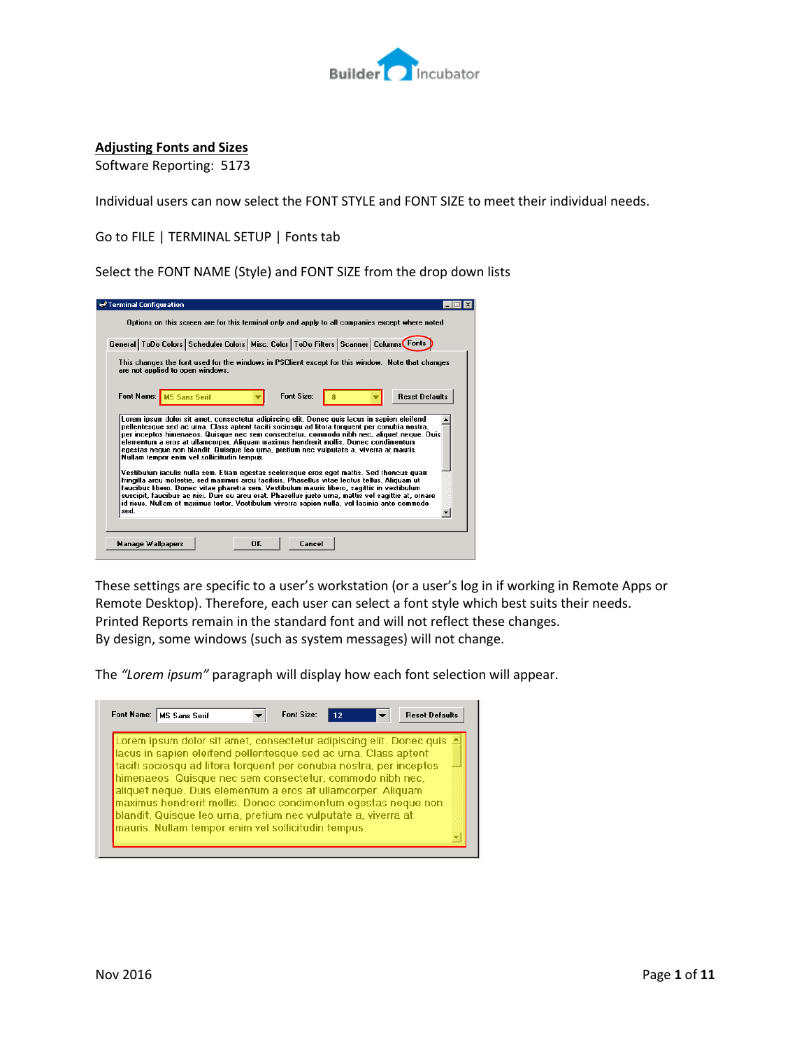## Adjusting Fonts and Sizes

Software Reporting: 5173

Individual users can now select the FONT STYLE and FONT SIZE to meet their individual needs.

Go to FILE | TERMINAL SETUP | Fonts tab

Select the FONT NAME (Style) and FONT SIZE from the drop down lists

These settings are specific to a user's workstation (or a user's log in if working in Remote Apps or Remote Desktop). Therefore, each user can select a font style which best suits their needs. Printed Reports remain in the standard font and will not reflect these changes. By design, some windows (such as system messages) will not change.

The *"Lorem ipsum"* paragraph will display how each font selection will appear.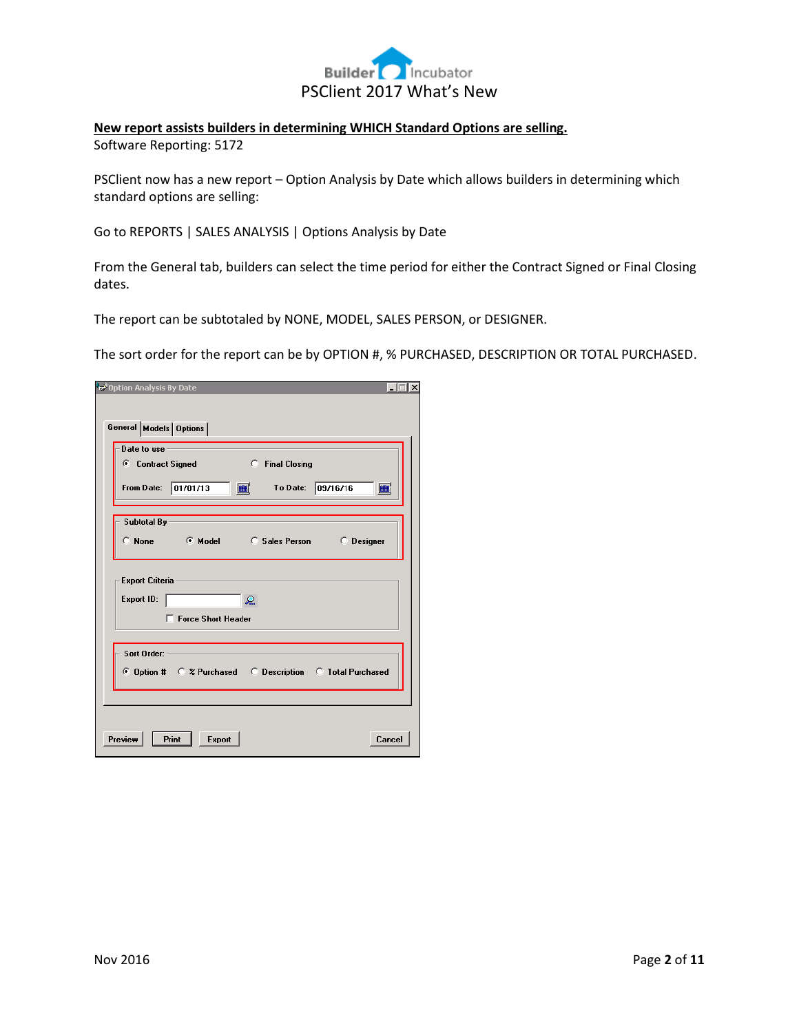**New report assists builders in determining WHICH Standard Options are selling.**

Software Reporting: 5172

PSClient now has a new report – Option Analysis by Date which allows builders in determining which standard options are selling:

Go to REPORTS | SALES ANALYSIS | Options Analysis by Date

From the General tab, builders can select the time period for either the Contract Signed or Final Closing dates.

The report can be subtotaled by NONE, MODEL, SALES PERSON, or DESIGNER.

The sort order for the report can be by OPTION #, % PURCHASED, DESCRIPTION OR TOTAL PURCHASED.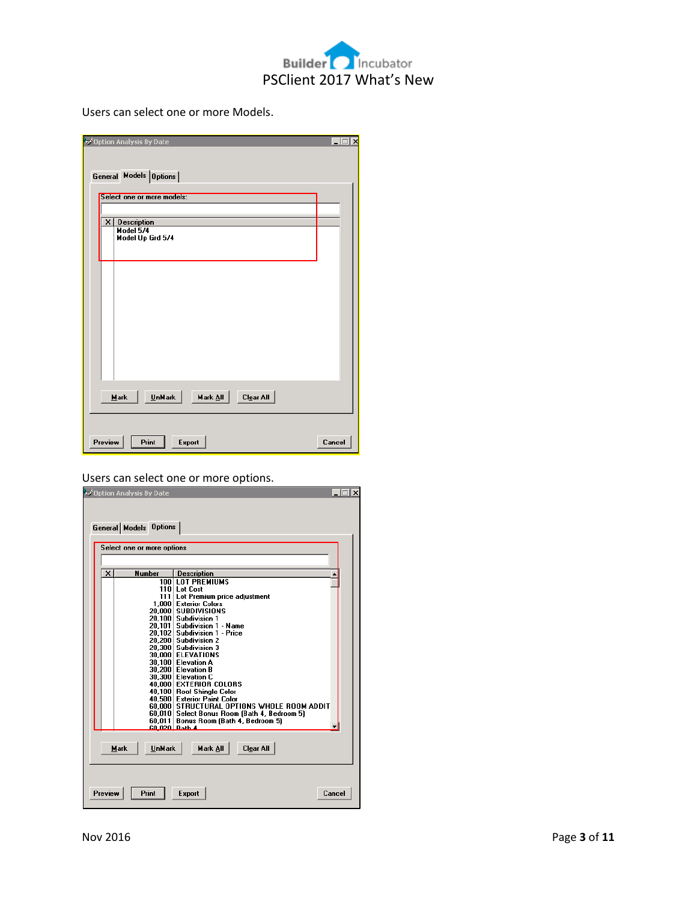Users can select one or more Models.

**Option Analysis By Date**

General | Models | Options

Select one or more models:

| X | Description |
|---|---|
| | Model 5/4 |
| | Model Up Grd 5/4 |

Mark | UnMark | Mark All | Clear All

Preview | Print | Export | Cancel

Users can select one or more options.

**Option Analysis By Date**

General | Models | Options

Select one or more options

| X | Number | Description |
|---|---|---|
| | 100 | LOT PREMIUMS |
| | 110 | Lot Cost |
| | 111 | Lot Premium price adjustment |
| | 1,000 | Exterior Colors |
| | 20,000 | SUBDIVISIONS |
| | 20,100 | Subdivision 1 |
| | 20,101 | Subdivision 1 - Name |
| | 20,102 | Subdivision 1 - Price |
| | 20,200 | Subdivision 2 |
| | 20,300 | Subdivision 3 |
| | 30,000 | ELEVATIONS |
| | 30,100 | Elevation A |
| | 30,200 | Elevation B |
| | 30,300 | Elevation C |
| | 40,000 | EXTERIOR COLORS |
| | 40,100 | Roof Shingle Color |
| | 40,500 | Exterior Paint Color |
| | 60,000 | STRUCTURAL OPTIONS WHOLE ROOM ADDIT |
| | 60,010 | Select Bonus Room (Bath 4, Bedroom 5) |
| | 60,011 | Bonus Room (Bath 4, Bedroom 5) |
| | 60,020 | Bath 4 |

Mark | UnMark | Mark All | Clear All

Preview | Print | Export | Cancel

Nov 2016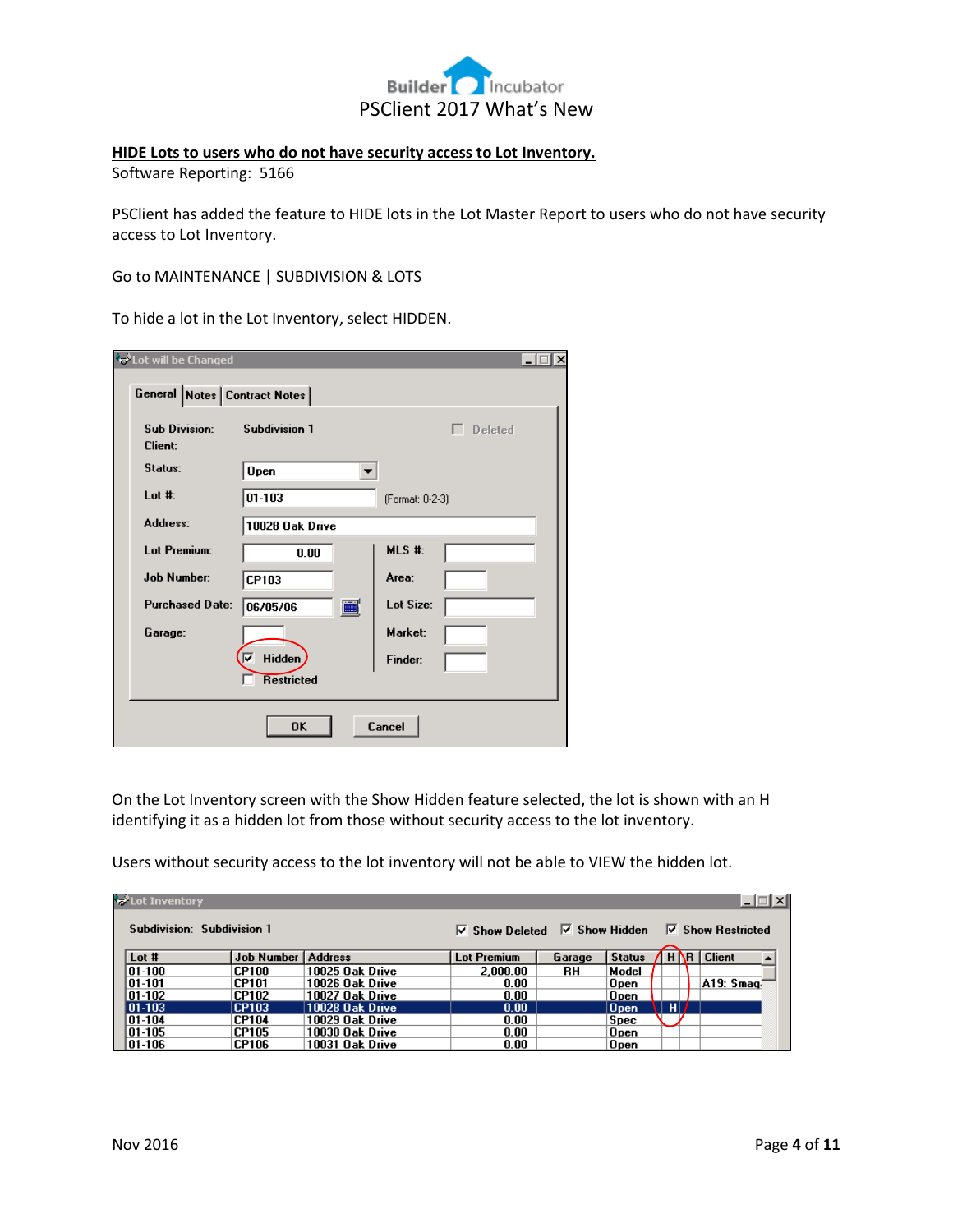**HIDE Lots to users who do not have security access to Lot Inventory.**

Software Reporting: 5166

PSClient has added the feature to HIDE lots in the Lot Master Report to users who do not have security access to Lot Inventory.

Go to MAINTENANCE | SUBDIVISION & LOTS

To hide a lot in the Lot Inventory, select HIDDEN.

On the Lot Inventory screen with the Show Hidden feature selected, the lot is shown with an H identifying it as a hidden lot from those without security access to the lot inventory.

Users without security access to the lot inventory will not be able to VIEW the hidden lot.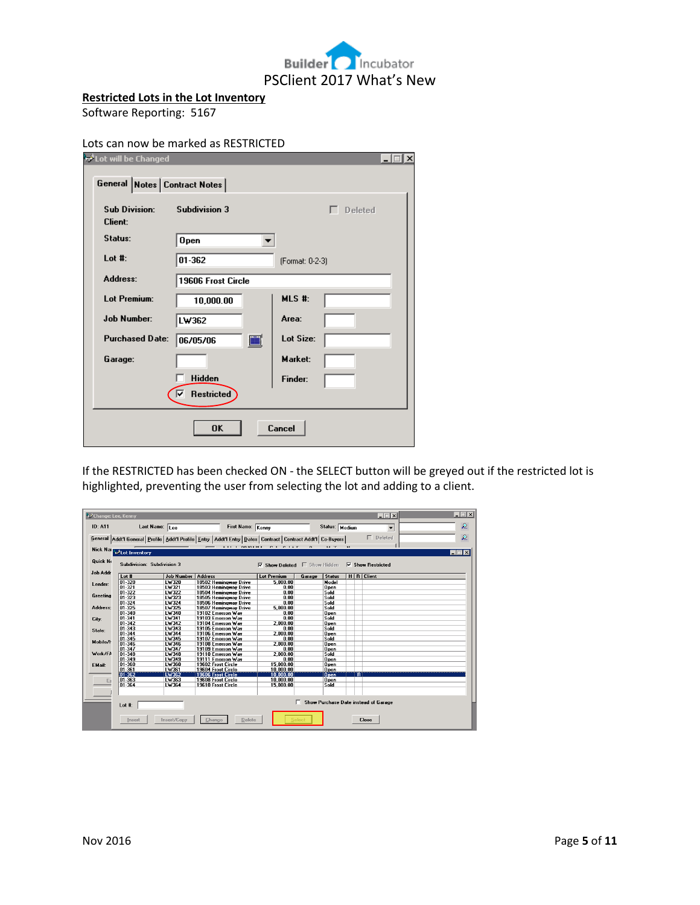## Restricted Lots in the Lot Inventory

Software Reporting: 5167

Lots can now be marked as RESTRICTED

If the RESTRICTED has been checked ON - the SELECT button will be greyed out if the restricted lot is highlighted, preventing the user from selecting the lot and adding to a client.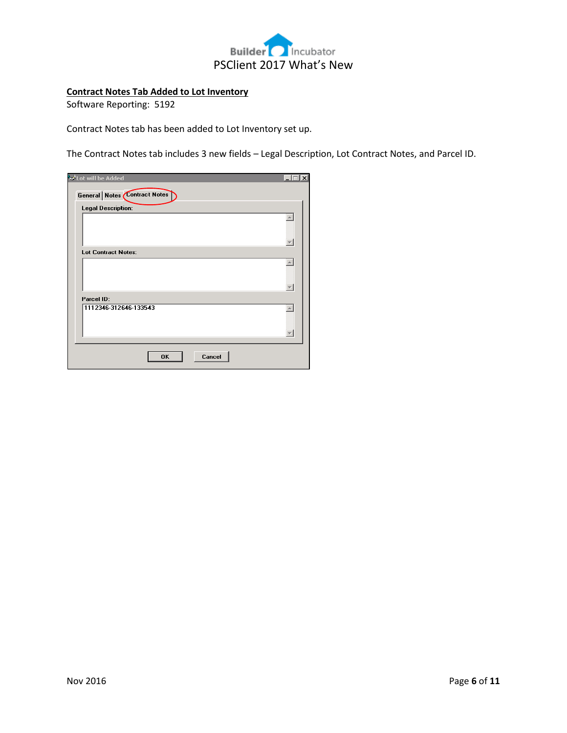## Contract Notes Tab Added to Lot Inventory

Software Reporting: 5192

Contract Notes tab has been added to Lot Inventory set up.

The Contract Notes tab includes 3 new fields – Legal Description, Lot Contract Notes, and Parcel ID.

Lot will be Added

General | Notes | Contract Notes

Legal Description:

Lot Contract Notes:

Parcel ID:

1112346-312646-133543

OK Cancel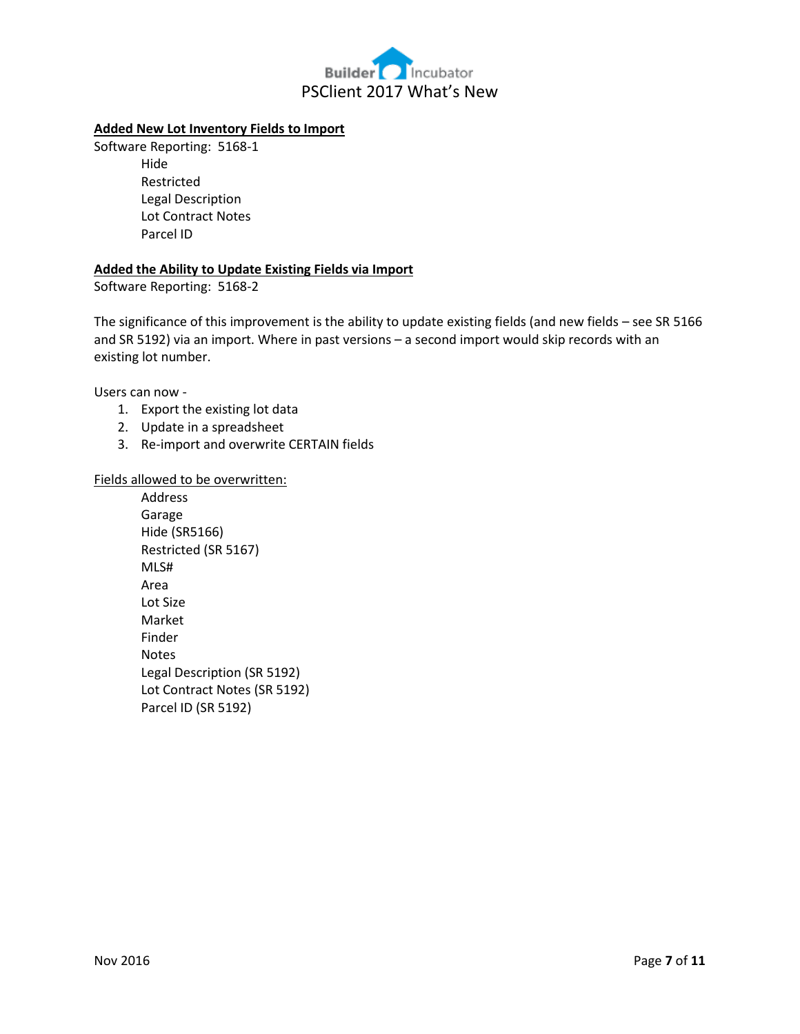**Added New Lot Inventory Fields to Import**

Software Reporting: 5168-1

- Hide
- Restricted
- Legal Description
- Lot Contract Notes
- Parcel ID

**Added the Ability to Update Existing Fields via Import**

Software Reporting: 5168-2

The significance of this improvement is the ability to update existing fields (and new fields – see SR 5166 and SR 5192) via an import. Where in past versions – a second import would skip records with an existing lot number.

Users can now -

1. Export the existing lot data
2. Update in a spreadsheet
3. Re-import and overwrite CERTAIN fields

Fields allowed to be overwritten:

- Address
- Garage
- Hide (SR5166)
- Restricted (SR 5167)
- MLS#
- Area
- Lot Size
- Market
- Finder
- Notes
- Legal Description (SR 5192)
- Lot Contract Notes (SR 5192)
- Parcel ID (SR 5192)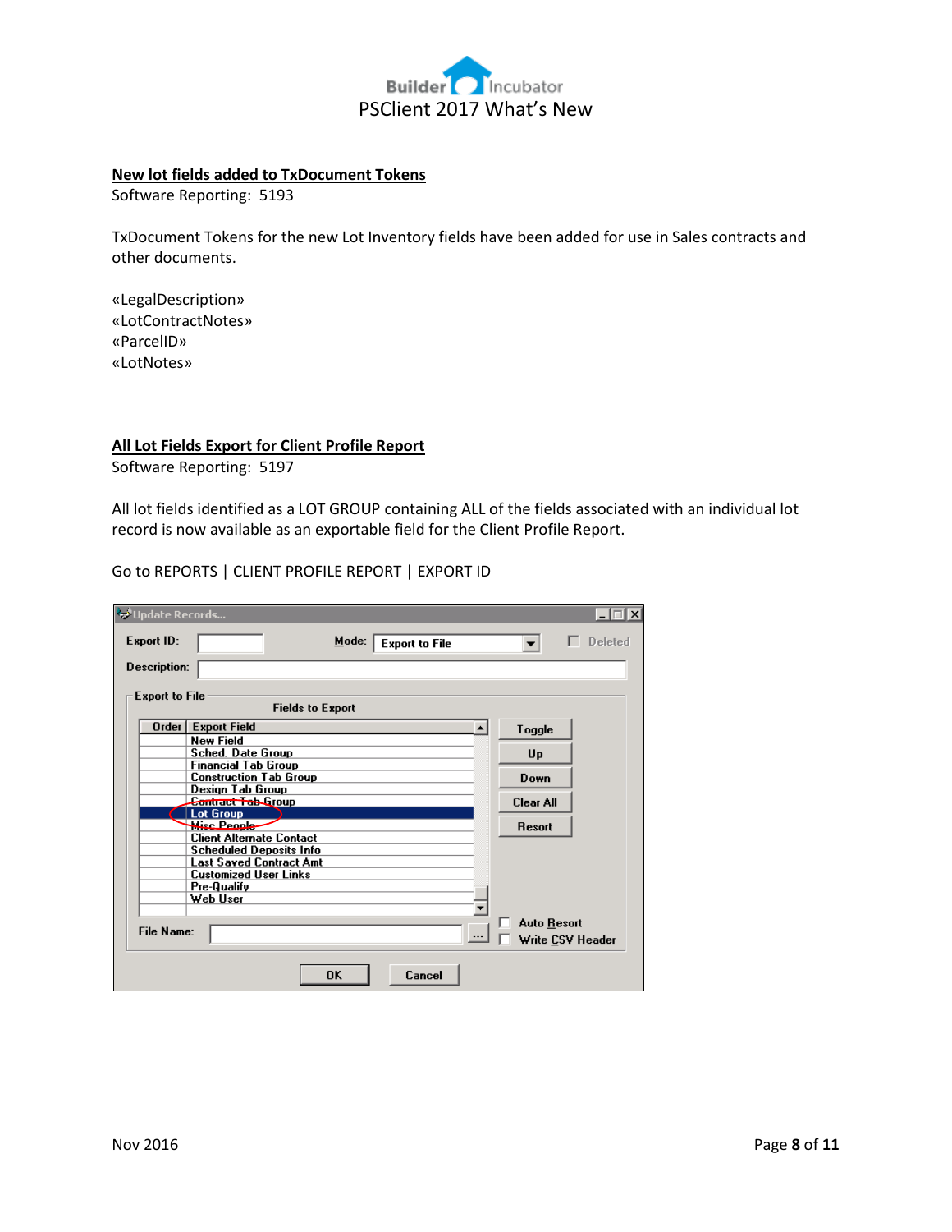## New lot fields added to TxDocument Tokens

Software Reporting: 5193

TxDocument Tokens for the new Lot Inventory fields have been added for use in Sales contracts and other documents.

«LegalDescription»
«LotContractNotes»
«ParcelID»
«LotNotes»

## All Lot Fields Export for Client Profile Report

Software Reporting: 5197

All lot fields identified as a LOT GROUP containing ALL of the fields associated with an individual lot record is now available as an exportable field for the Client Profile Report.

Go to REPORTS | CLIENT PROFILE REPORT | EXPORT ID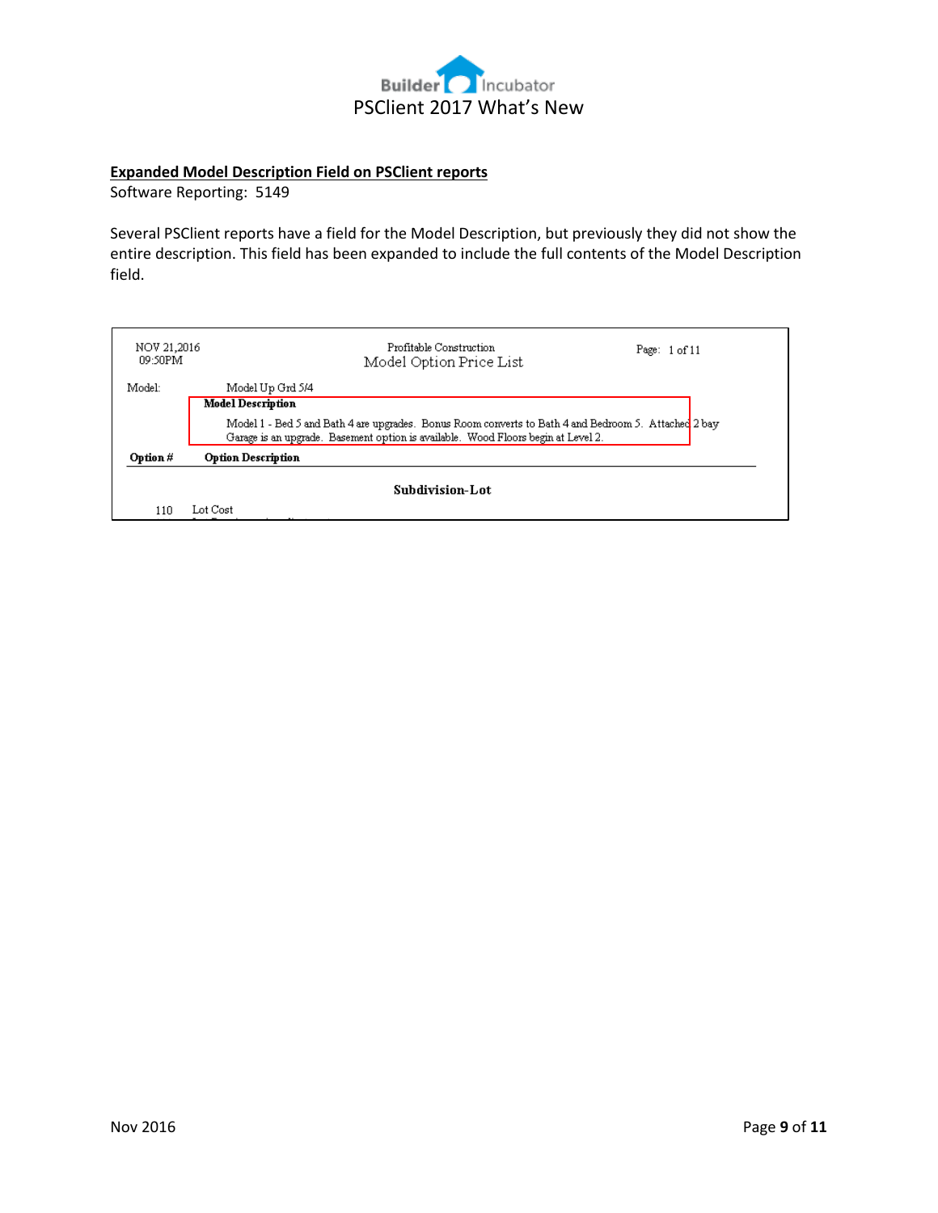**Expanded Model Description Field on PSClient reports**

Software Reporting: 5149

Several PSClient reports have a field for the Model Description, but previously they did not show the entire description. This field has been expanded to include the full contents of the Model Description field.

NOV 21,2016
09:50PM

Profitable Construction
Model Option Price List

Page: 1 of 11

Model: Model Up Grd 5/4

**Model Description**

Model 1 - Bed 5 and Bath 4 are upgrades. Bonus Room converts to Bath 4 and Bedroom 5. Attached 2 bay Garage is an upgrade. Basement option is available. Wood Floors begin at Level 2.

| Option # | Option Description |
| --- | --- |
| | **Subdivision-Lot** |
| 110 | Lot Cost |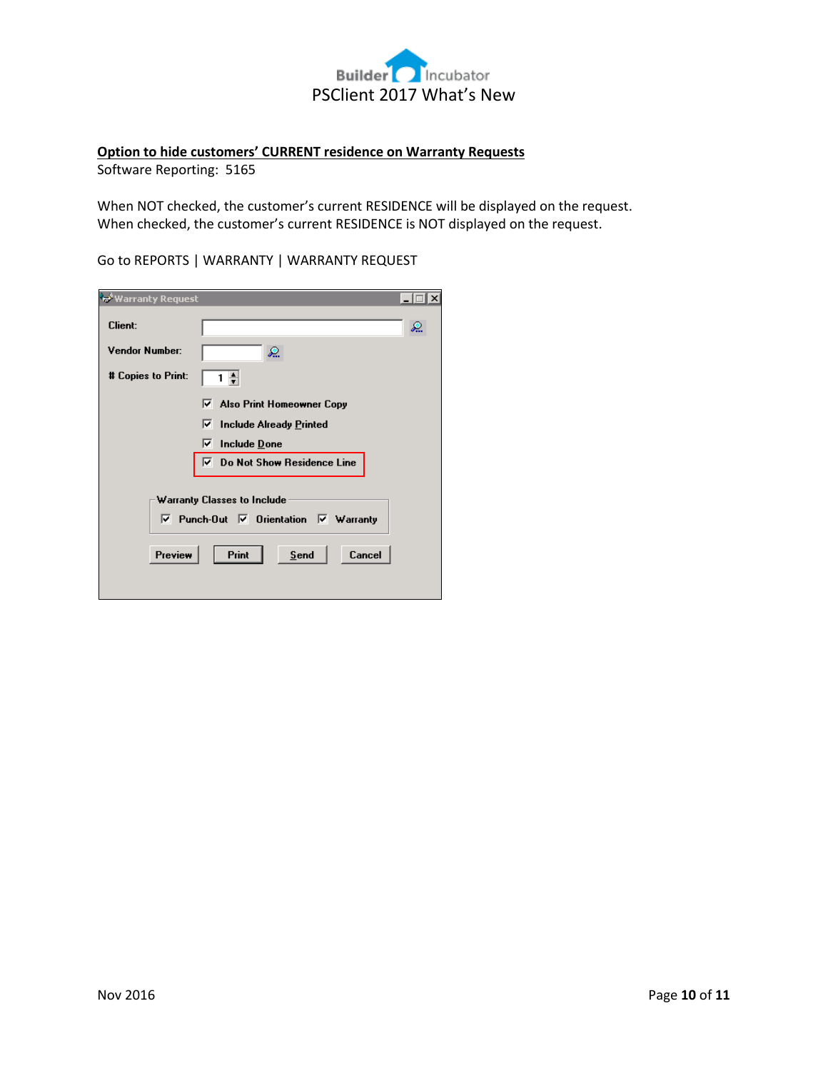**Option to hide customers' CURRENT residence on Warranty Requests**

Software Reporting: 5165

When NOT checked, the customer's current RESIDENCE will be displayed on the request.
When checked, the customer's current RESIDENCE is NOT displayed on the request.

Go to REPORTS | WARRANTY | WARRANTY REQUEST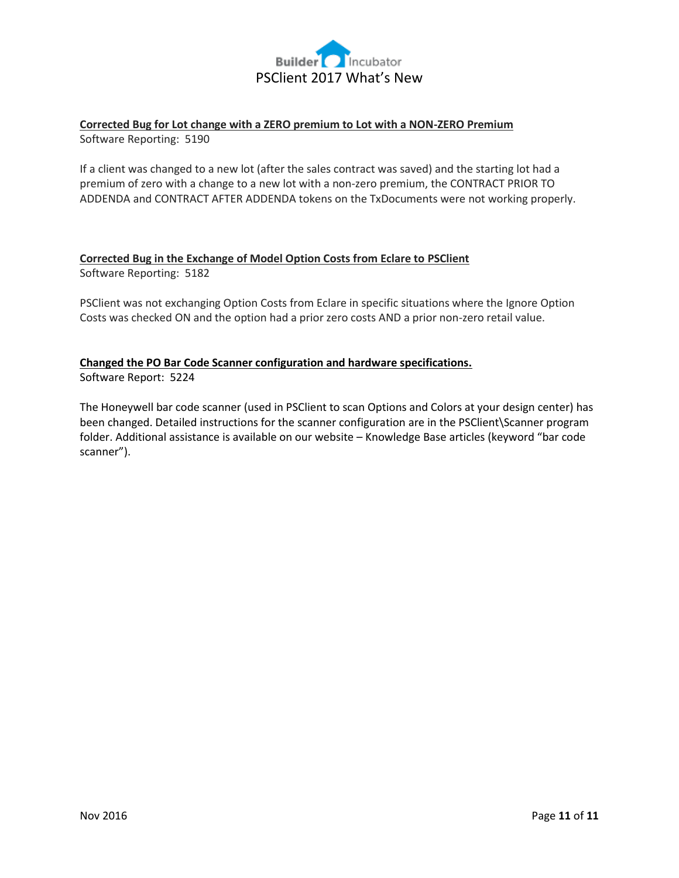**Corrected Bug for Lot change with a ZERO premium to Lot with a NON-ZERO Premium**
Software Reporting: 5190

If a client was changed to a new lot (after the sales contract was saved) and the starting lot had a premium of zero with a change to a new lot with a non-zero premium, the CONTRACT PRIOR TO ADDENDA and CONTRACT AFTER ADDENDA tokens on the TxDocuments were not working properly.

**Corrected Bug in the Exchange of Model Option Costs from Eclare to PSClient**
Software Reporting: 5182

PSClient was not exchanging Option Costs from Eclare in specific situations where the Ignore Option Costs was checked ON and the option had a prior zero costs AND a prior non-zero retail value.

**Changed the PO Bar Code Scanner configuration and hardware specifications.**
Software Report: 5224

The Honeywell bar code scanner (used in PSClient to scan Options and Colors at your design center) has been changed. Detailed instructions for the scanner configuration are in the PSClient\Scanner program folder. Additional assistance is available on our website – Knowledge Base articles (keyword "bar code scanner").